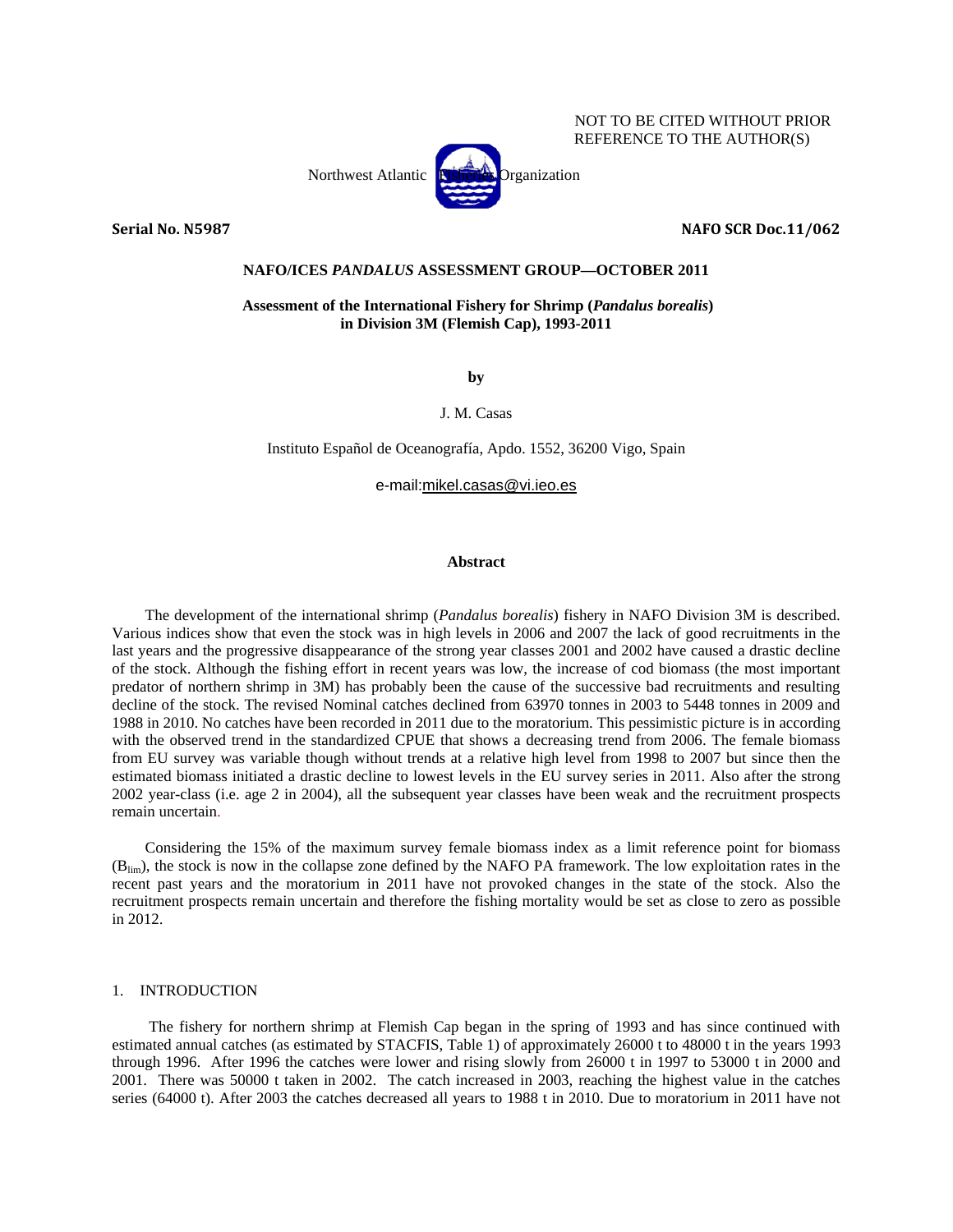NOT TO BE CITED WITHOUT PRIOR REFERENCE TO THE AUTHOR(S)

Northwest Atlantic Fisheries Organization

**Serial No. N5987** **NAFO SCR Doc.11/062**

**NAFO/ICES *PANDALUS* ASSESSMENT GROUP—OCTOBER 2011**

# Assessment of the International Fishery for Shrimp (*Pandalus borealis*) in Division 3M (Flemish Cap), 1993-2011

**by**

J. M. Casas

Instituto Español de Oceanografía, Apdo. 1552, 36200 Vigo, Spain

e-mail:mikel.casas@vi.ieo.es

## Abstract

The development of the international shrimp (*Pandalus borealis*) fishery in NAFO Division 3M is described. Various indices show that even the stock was in high levels in 2006 and 2007 the lack of good recruitments in the last years and the progressive disappearance of the strong year classes 2001 and 2002 have caused a drastic decline of the stock. Although the fishing effort in recent years was low, the increase of cod biomass (the most important predator of northern shrimp in 3M) has probably been the cause of the successive bad recruitments and resulting decline of the stock. The revised Nominal catches declined from 63970 tonnes in 2003 to 5448 tonnes in 2009 and 1988 in 2010. No catches have been recorded in 2011 due to the moratorium. This pessimistic picture is in according with the observed trend in the standardized CPUE that shows a decreasing trend from 2006. The female biomass from EU survey was variable though without trends at a relative high level from 1998 to 2007 but since then the estimated biomass initiated a drastic decline to lowest levels in the EU survey series in 2011. Also after the strong 2002 year-class (i.e. age 2 in 2004), all the subsequent year classes have been weak and the recruitment prospects remain uncertain.

Considering the 15% of the maximum survey female biomass index as a limit reference point for biomass ($B_{lim}$), the stock is now in the collapse zone defined by the NAFO PA framework. The low exploitation rates in the recent past years and the moratorium in 2011 have not provoked changes in the state of the stock. Also the recruitment prospects remain uncertain and therefore the fishing mortality would be set as close to zero as possible in 2012.

## 1. INTRODUCTION

The fishery for northern shrimp at Flemish Cap began in the spring of 1993 and has since continued with estimated annual catches (as estimated by STACFIS, Table 1) of approximately 26000 t to 48000 t in the years 1993 through 1996. After 1996 the catches were lower and rising slowly from 26000 t in 1997 to 53000 t in 2000 and 2001. There was 50000 t taken in 2002. The catch increased in 2003, reaching the highest value in the catches series (64000 t). After 2003 the catches decreased all years to 1988 t in 2010. Due to moratorium in 2011 have not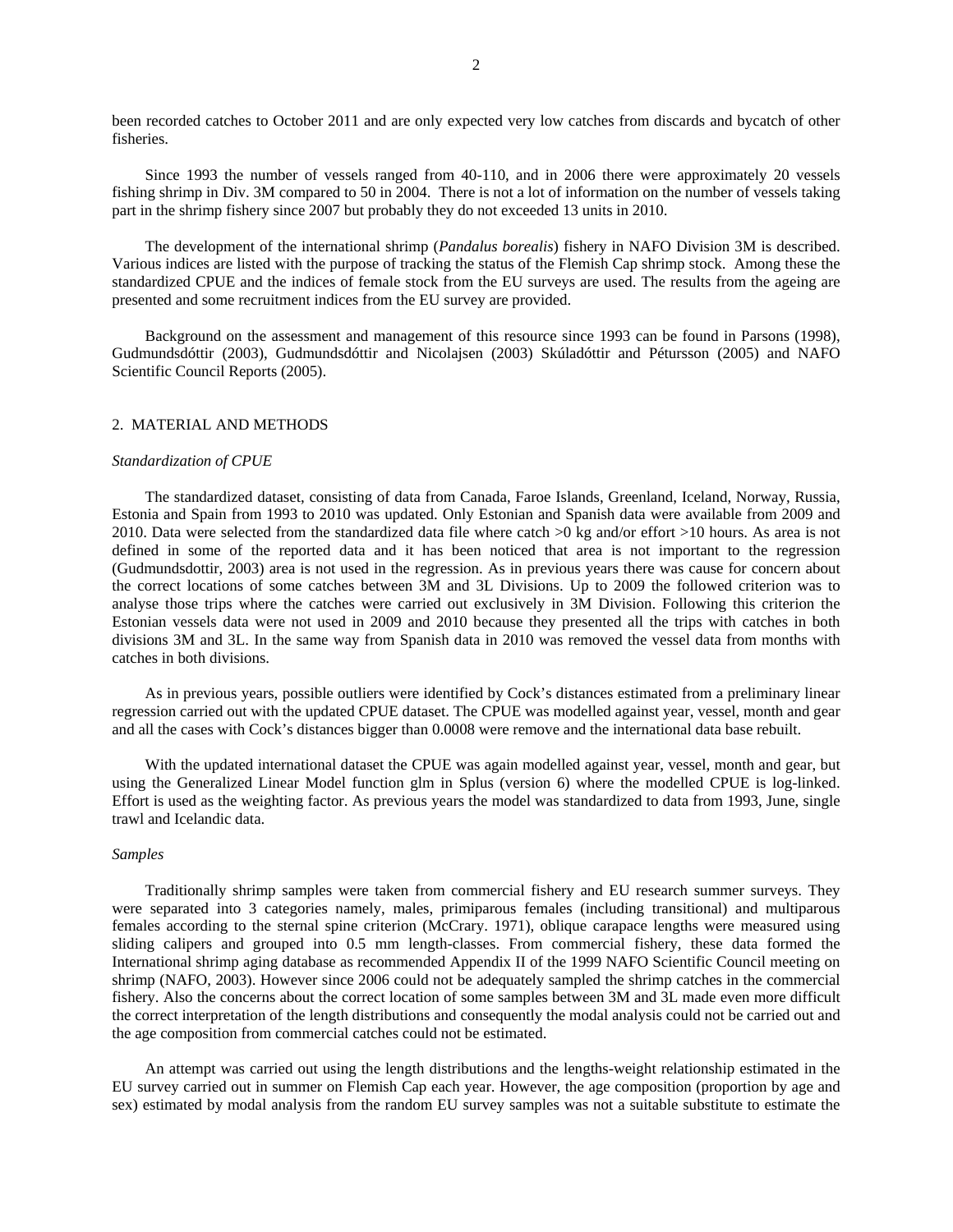been recorded catches to October 2011 and are only expected very low catches from discards and bycatch of other fisheries.

Since 1993 the number of vessels ranged from 40-110, and in 2006 there were approximately 20 vessels fishing shrimp in Div. 3M compared to 50 in 2004. There is not a lot of information on the number of vessels taking part in the shrimp fishery since 2007 but probably they do not exceeded 13 units in 2010.

The development of the international shrimp (*Pandalus borealis*) fishery in NAFO Division 3M is described. Various indices are listed with the purpose of tracking the status of the Flemish Cap shrimp stock. Among these the standardized CPUE and the indices of female stock from the EU surveys are used. The results from the ageing are presented and some recruitment indices from the EU survey are provided.

Background on the assessment and management of this resource since 1993 can be found in Parsons (1998), Gudmundsdóttir (2003), Gudmundsdóttir and Nicolajsen (2003) Skúladóttir and Pétursson (2005) and NAFO Scientific Council Reports (2005).

## 2. MATERIAL AND METHODS

### *Standardization of CPUE*

The standardized dataset, consisting of data from Canada, Faroe Islands, Greenland, Iceland, Norway, Russia, Estonia and Spain from 1993 to 2010 was updated. Only Estonian and Spanish data were available from 2009 and 2010. Data were selected from the standardized data file where catch >0 kg and/or effort >10 hours. As area is not defined in some of the reported data and it has been noticed that area is not important to the regression (Gudmundsdottir, 2003) area is not used in the regression. As in previous years there was cause for concern about the correct locations of some catches between 3M and 3L Divisions. Up to 2009 the followed criterion was to analyse those trips where the catches were carried out exclusively in 3M Division. Following this criterion the Estonian vessels data were not used in 2009 and 2010 because they presented all the trips with catches in both divisions 3M and 3L. In the same way from Spanish data in 2010 was removed the vessel data from months with catches in both divisions.

As in previous years, possible outliers were identified by Cock's distances estimated from a preliminary linear regression carried out with the updated CPUE dataset. The CPUE was modelled against year, vessel, month and gear and all the cases with Cock's distances bigger than 0.0008 were remove and the international data base rebuilt.

With the updated international dataset the CPUE was again modelled against year, vessel, month and gear, but using the Generalized Linear Model function glm in Splus (version 6) where the modelled CPUE is log-linked. Effort is used as the weighting factor. As previous years the model was standardized to data from 1993, June, single trawl and Icelandic data.

### *Samples*

Traditionally shrimp samples were taken from commercial fishery and EU research summer surveys. They were separated into 3 categories namely, males, primiparous females (including transitional) and multiparous females according to the sternal spine criterion (McCrary. 1971), oblique carapace lengths were measured using sliding calipers and grouped into 0.5 mm length-classes. From commercial fishery, these data formed the International shrimp aging database as recommended Appendix II of the 1999 NAFO Scientific Council meeting on shrimp (NAFO, 2003). However since 2006 could not be adequately sampled the shrimp catches in the commercial fishery. Also the concerns about the correct location of some samples between 3M and 3L made even more difficult the correct interpretation of the length distributions and consequently the modal analysis could not be carried out and the age composition from commercial catches could not be estimated.

An attempt was carried out using the length distributions and the lengths-weight relationship estimated in the EU survey carried out in summer on Flemish Cap each year. However, the age composition (proportion by age and sex) estimated by modal analysis from the random EU survey samples was not a suitable substitute to estimate the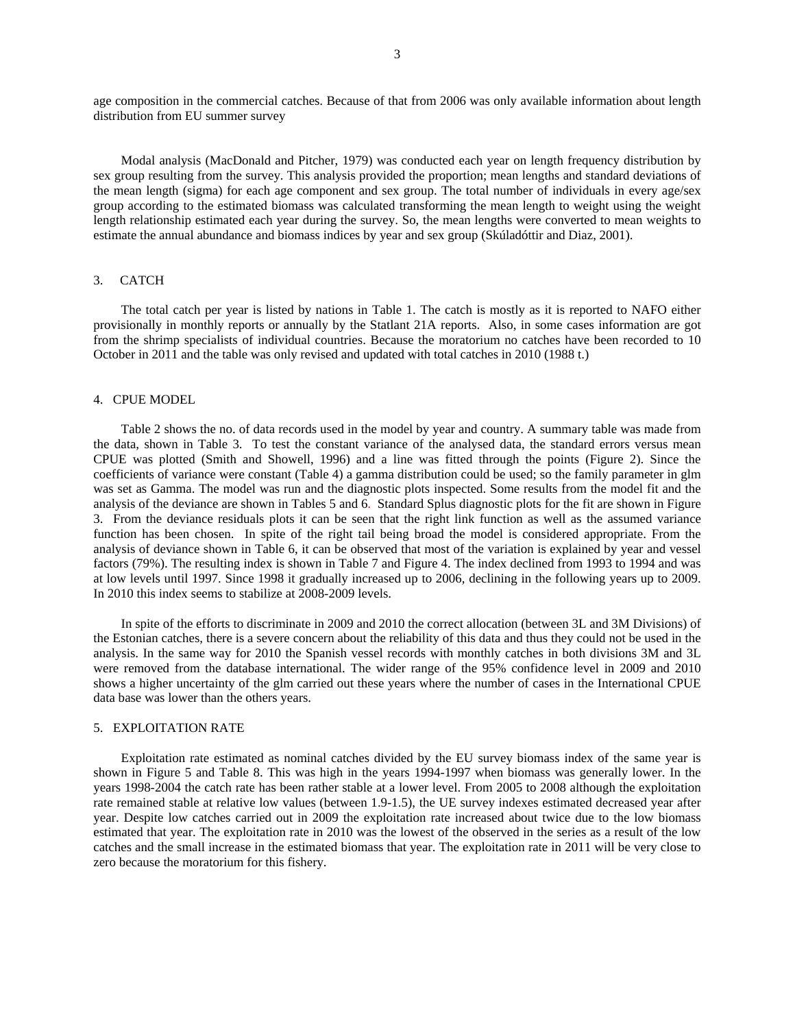age composition in the commercial catches. Because of that from 2006 was only available information about length distribution from EU summer survey

Modal analysis (MacDonald and Pitcher, 1979) was conducted each year on length frequency distribution by sex group resulting from the survey. This analysis provided the proportion; mean lengths and standard deviations of the mean length (sigma) for each age component and sex group. The total number of individuals in every age/sex group according to the estimated biomass was calculated transforming the mean length to weight using the weight length relationship estimated each year during the survey. So, the mean lengths were converted to mean weights to estimate the annual abundance and biomass indices by year and sex group (Skúladóttir and Diaz, 2001).

## 3. CATCH

The total catch per year is listed by nations in Table 1. The catch is mostly as it is reported to NAFO either provisionally in monthly reports or annually by the Statlant 21A reports. Also, in some cases information are got from the shrimp specialists of individual countries. Because the moratorium no catches have been recorded to 10 October in 2011 and the table was only revised and updated with total catches in 2010 (1988 t.)

## 4. CPUE MODEL

Table 2 shows the no. of data records used in the model by year and country. A summary table was made from the data, shown in Table 3. To test the constant variance of the analysed data, the standard errors versus mean CPUE was plotted (Smith and Showell, 1996) and a line was fitted through the points (Figure 2). Since the coefficients of variance were constant (Table 4) a gamma distribution could be used; so the family parameter in glm was set as Gamma. The model was run and the diagnostic plots inspected. Some results from the model fit and the analysis of the deviance are shown in Tables 5 and 6. Standard Splus diagnostic plots for the fit are shown in Figure 3. From the deviance residuals plots it can be seen that the right link function as well as the assumed variance function has been chosen. In spite of the right tail being broad the model is considered appropriate. From the analysis of deviance shown in Table 6, it can be observed that most of the variation is explained by year and vessel factors (79%). The resulting index is shown in Table 7 and Figure 4. The index declined from 1993 to 1994 and was at low levels until 1997. Since 1998 it gradually increased up to 2006, declining in the following years up to 2009. In 2010 this index seems to stabilize at 2008-2009 levels.

In spite of the efforts to discriminate in 2009 and 2010 the correct allocation (between 3L and 3M Divisions) of the Estonian catches, there is a severe concern about the reliability of this data and thus they could not be used in the analysis. In the same way for 2010 the Spanish vessel records with monthly catches in both divisions 3M and 3L were removed from the database international. The wider range of the 95% confidence level in 2009 and 2010 shows a higher uncertainty of the glm carried out these years where the number of cases in the International CPUE data base was lower than the others years.

## 5. EXPLOITATION RATE

Exploitation rate estimated as nominal catches divided by the EU survey biomass index of the same year is shown in Figure 5 and Table 8. This was high in the years 1994-1997 when biomass was generally lower. In the years 1998-2004 the catch rate has been rather stable at a lower level. From 2005 to 2008 although the exploitation rate remained stable at relative low values (between 1.9-1.5), the UE survey indexes estimated decreased year after year. Despite low catches carried out in 2009 the exploitation rate increased about twice due to the low biomass estimated that year. The exploitation rate in 2010 was the lowest of the observed in the series as a result of the low catches and the small increase in the estimated biomass that year. The exploitation rate in 2011 will be very close to zero because the moratorium for this fishery.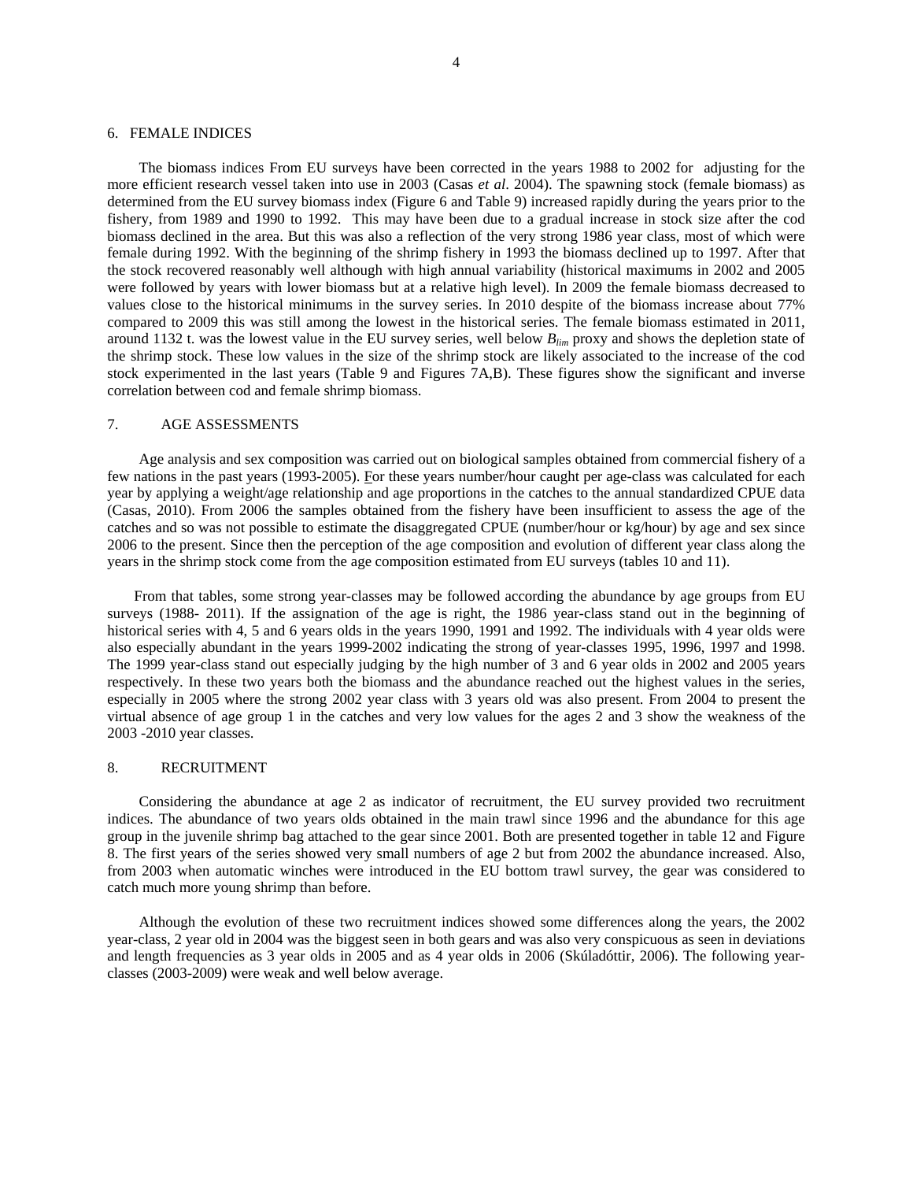## 6. FEMALE INDICES

The biomass indices From EU surveys have been corrected in the years 1988 to 2002 for adjusting for the more efficient research vessel taken into use in 2003 (Casas *et al*. 2004). The spawning stock (female biomass) as determined from the EU survey biomass index (Figure 6 and Table 9) increased rapidly during the years prior to the fishery, from 1989 and 1990 to 1992. This may have been due to a gradual increase in stock size after the cod biomass declined in the area. But this was also a reflection of the very strong 1986 year class, most of which were female during 1992. With the beginning of the shrimp fishery in 1993 the biomass declined up to 1997. After that the stock recovered reasonably well although with high annual variability (historical maximums in 2002 and 2005 were followed by years with lower biomass but at a relative high level). In 2009 the female biomass decreased to values close to the historical minimums in the survey series. In 2010 despite of the biomass increase about 77% compared to 2009 this was still among the lowest in the historical series. The female biomass estimated in 2011, around 1132 t. was the lowest value in the EU survey series, well below $B_{lim}$ proxy and shows the depletion state of the shrimp stock. These low values in the size of the shrimp stock are likely associated to the increase of the cod stock experimented in the last years (Table 9 and Figures 7A,B). These figures show the significant and inverse correlation between cod and female shrimp biomass.

## 7. AGE ASSESSMENTS

Age analysis and sex composition was carried out on biological samples obtained from commercial fishery of a few nations in the past years (1993-2005). For these years number/hour caught per age-class was calculated for each year by applying a weight/age relationship and age proportions in the catches to the annual standardized CPUE data (Casas, 2010). From 2006 the samples obtained from the fishery have been insufficient to assess the age of the catches and so was not possible to estimate the disaggregated CPUE (number/hour or kg/hour) by age and sex since 2006 to the present. Since then the perception of the age composition and evolution of different year class along the years in the shrimp stock come from the age composition estimated from EU surveys (tables 10 and 11).

From that tables, some strong year-classes may be followed according the abundance by age groups from EU surveys (1988- 2011). If the assignation of the age is right, the 1986 year-class stand out in the beginning of historical series with 4, 5 and 6 years olds in the years 1990, 1991 and 1992. The individuals with 4 year olds were also especially abundant in the years 1999-2002 indicating the strong of year-classes 1995, 1996, 1997 and 1998. The 1999 year-class stand out especially judging by the high number of 3 and 6 year olds in 2002 and 2005 years respectively. In these two years both the biomass and the abundance reached out the highest values in the series, especially in 2005 where the strong 2002 year class with 3 years old was also present. From 2004 to present the virtual absence of age group 1 in the catches and very low values for the ages 2 and 3 show the weakness of the 2003 -2010 year classes.

## 8. RECRUITMENT

Considering the abundance at age 2 as indicator of recruitment, the EU survey provided two recruitment indices. The abundance of two years olds obtained in the main trawl since 1996 and the abundance for this age group in the juvenile shrimp bag attached to the gear since 2001. Both are presented together in table 12 and Figure 8. The first years of the series showed very small numbers of age 2 but from 2002 the abundance increased. Also, from 2003 when automatic winches were introduced in the EU bottom trawl survey, the gear was considered to catch much more young shrimp than before.

Although the evolution of these two recruitment indices showed some differences along the years, the 2002 year-class, 2 year old in 2004 was the biggest seen in both gears and was also very conspicuous as seen in deviations and length frequencies as 3 year olds in 2005 and as 4 year olds in 2006 (Skúladóttir, 2006). The following year-classes (2003-2009) were weak and well below average.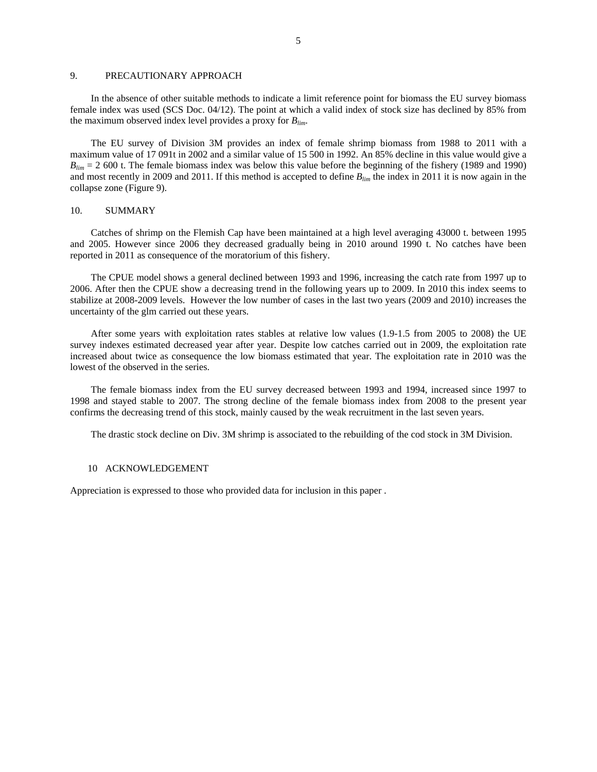## 9. PRECAUTIONARY APPROACH

In the absence of other suitable methods to indicate a limit reference point for biomass the EU survey biomass female index was used (SCS Doc. 04/12). The point at which a valid index of stock size has declined by 85% from the maximum observed index level provides a proxy for $B_{lim}$.

The EU survey of Division 3M provides an index of female shrimp biomass from 1988 to 2011 with a maximum value of 17 091t in 2002 and a similar value of 15 500 in 1992. An 85% decline in this value would give a $B_{lim}$ = 2 600 t. The female biomass index was below this value before the beginning of the fishery (1989 and 1990) and most recently in 2009 and 2011. If this method is accepted to define $B_{lim}$ the index in 2011 it is now again in the collapse zone (Figure 9).

## 10. SUMMARY

Catches of shrimp on the Flemish Cap have been maintained at a high level averaging 43000 t. between 1995 and 2005. However since 2006 they decreased gradually being in 2010 around 1990 t. No catches have been reported in 2011 as consequence of the moratorium of this fishery.

The CPUE model shows a general declined between 1993 and 1996, increasing the catch rate from 1997 up to 2006. After then the CPUE show a decreasing trend in the following years up to 2009. In 2010 this index seems to stabilize at 2008-2009 levels. However the low number of cases in the last two years (2009 and 2010) increases the uncertainty of the glm carried out these years.

After some years with exploitation rates stables at relative low values (1.9-1.5 from 2005 to 2008) the UE survey indexes estimated decreased year after year. Despite low catches carried out in 2009, the exploitation rate increased about twice as consequence the low biomass estimated that year. The exploitation rate in 2010 was the lowest of the observed in the series.

The female biomass index from the EU survey decreased between 1993 and 1994, increased since 1997 to 1998 and stayed stable to 2007. The strong decline of the female biomass index from 2008 to the present year confirms the decreasing trend of this stock, mainly caused by the weak recruitment in the last seven years.

The drastic stock decline on Div. 3M shrimp is associated to the rebuilding of the cod stock in 3M Division.

## 10 ACKNOWLEDGEMENT

Appreciation is expressed to those who provided data for inclusion in this paper .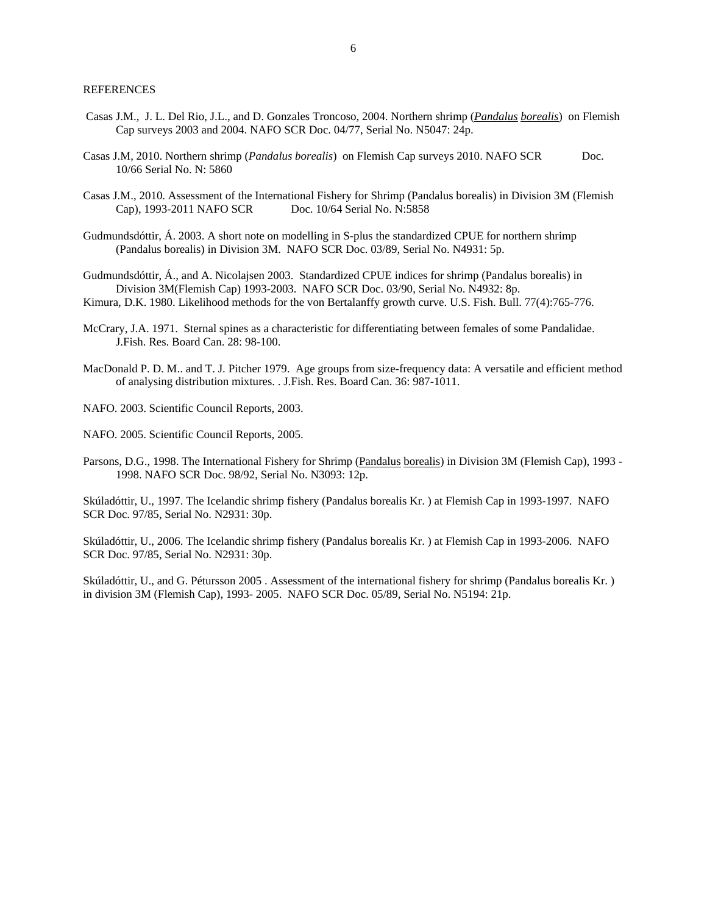REFERENCES

Casas J.M., J. L. Del Rio, J.L., and D. Gonzales Troncoso, 2004. Northern shrimp (*Pandalus borealis*) on Flemish Cap surveys 2003 and 2004. NAFO SCR Doc. 04/77, Serial No. N5047: 24p.

Casas J.M, 2010. Northern shrimp (*Pandalus borealis*) on Flemish Cap surveys 2010. NAFO SCR Doc. 10/66 Serial No. N: 5860

Casas J.M., 2010. Assessment of the International Fishery for Shrimp (Pandalus borealis) in Division 3M (Flemish Cap), 1993-2011 NAFO SCR Doc. 10/64 Serial No. N:5858

Gudmundsdóttir, Á. 2003. A short note on modelling in S-plus the standardized CPUE for northern shrimp (Pandalus borealis) in Division 3M. NAFO SCR Doc. 03/89, Serial No. N4931: 5p.

Gudmundsdóttir, Á., and A. Nicolajsen 2003. Standardized CPUE indices for shrimp (Pandalus borealis) in Division 3M(Flemish Cap) 1993-2003. NAFO SCR Doc. 03/90, Serial No. N4932: 8p.

Kimura, D.K. 1980. Likelihood methods for the von Bertalanffy growth curve. U.S. Fish. Bull. 77(4):765-776.

McCrary, J.A. 1971. Sternal spines as a characteristic for differentiating between females of some Pandalidae. J.Fish. Res. Board Can. 28: 98-100.

MacDonald P. D. M.. and T. J. Pitcher 1979. Age groups from size-frequency data: A versatile and efficient method of analysing distribution mixtures. . J.Fish. Res. Board Can. 36: 987-1011.

NAFO. 2003. Scientific Council Reports, 2003.

NAFO. 2005. Scientific Council Reports, 2005.

Parsons, D.G., 1998. The International Fishery for Shrimp (Pandalus borealis) in Division 3M (Flemish Cap), 1993 - 1998. NAFO SCR Doc. 98/92, Serial No. N3093: 12p.

Skúladóttir, U., 1997. The Icelandic shrimp fishery (Pandalus borealis Kr. ) at Flemish Cap in 1993-1997. NAFO SCR Doc. 97/85, Serial No. N2931: 30p.

Skúladóttir, U., 2006. The Icelandic shrimp fishery (Pandalus borealis Kr. ) at Flemish Cap in 1993-2006. NAFO SCR Doc. 97/85, Serial No. N2931: 30p.

Skúladóttir, U., and G. Pétursson 2005 . Assessment of the international fishery for shrimp (Pandalus borealis Kr. ) in division 3M (Flemish Cap), 1993- 2005. NAFO SCR Doc. 05/89, Serial No. N5194: 21p.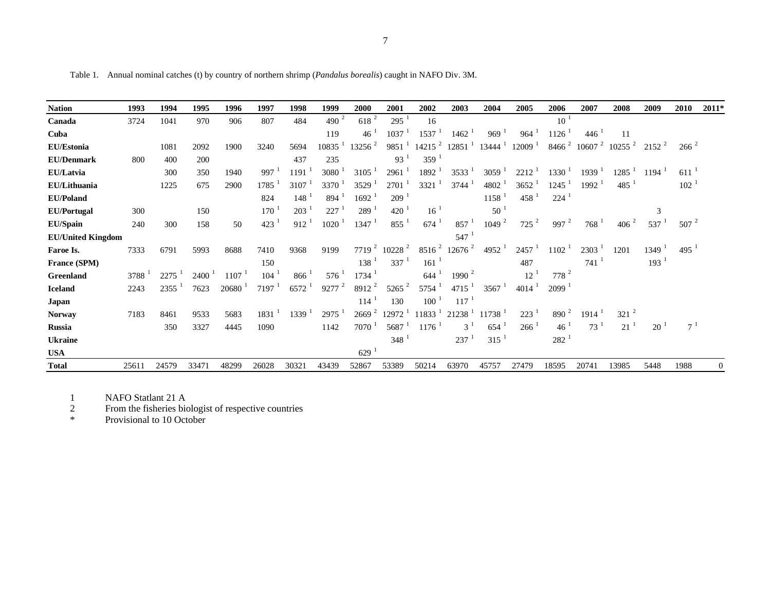Table 1. Annual nominal catches (t) by country of northern shrimp (*Pandalus borealis*) caught in NAFO Div. 3M.

| Nation | 1993 | 1994 | 1995 | 1996 | 1997 | 1998 | 1999 | 2000 | 2001 | 2002 | 2003 | 2004 | 2005 | 2006 | 2007 | 2008 | 2009 | 2010 | 2011* |
|---|---|---|---|---|---|---|---|---|---|---|---|---|---|---|---|---|---|---|---|
| **Canada** | 3724 | 1041 | 970 | 906 | 807 | 484 | 490 [2] | 618 [2] | 295 [1] | 16 | | | | 10 [1] | | | | | |
| **Cuba** | | | | | | | 119 | 46 [1] | 1037 [1] | 1537 [1] | 1462 [1] | 969 [1] | 964 [1] | 1126 [1] | 446 [1] | 11 | | | |
| **EU/Estonia** | | 1081 | 2092 | 1900 | 3240 | 5694 | 10835 [1] | 13256 [2] | 9851 [1] | 14215 [2] | 12851 [1] | 13444 [1] | 12009 [1] | 8466 [2] | 10607 [2] | 10255 [2] | 2152 [2] | 266 [2] | |
| **EU/Denmark** | 800 | 400 | 200 | | | 437 | 235 | | 93 [1] | 359 [1] | | | | | | | | | |
| **EU/Latvia** | | 300 | 350 | 1940 | 997 [1] | 1191 [1] | 3080 [1] | 3105 [1] | 2961 [1] | 1892 [1] | 3533 [1] | 3059 [1] | 2212 [1] | 1330 [1] | 1939 [1] | 1285 [1] | 1194 [1] | 611 [1] | |
| **EU/Lithuania** | | 1225 | 675 | 2900 | 1785 [1] | 3107 [1] | 3370 [1] | 3529 [1] | 2701 [1] | 3321 [1] | 3744 [1] | 4802 [1] | 3652 [1] | 1245 [1] | 1992 [1] | 485 [1] | | 102 [1] | |
| **EU/Poland** | | | | | 824 | 148 [1] | 894 [1] | 1692 [1] | 209 [1] | | | 1158 [1] | 458 [1] | 224 [1] | | | | | |
| **EU/Portugal** | 300 | | 150 | | 170 [1] | 203 [1] | 227 [1] | 289 [1] | 420 [1] | 16 [1] | | 50 [1] | | | | | 3 | | |
| **EU/Spain** | 240 | 300 | 158 | 50 | 423 [1] | 912 [1] | 1020 [1] | 1347 [1] | 855 [1] | 674 [1] | 857 [1] | 1049 [2] | 725 [2] | 997 [2] | 768 [1] | 406 [2] | 537 [1] | 507 [2] | |
| **EU/United Kingdom** | | | | | | | | | | | 547 [1] | | | | | | | | |
| **Faroe Is.** | 7333 | 6791 | 5993 | 8688 | 7410 | 9368 | 9199 | 7719 [2] | 10228 [2] | 8516 [2] | 12676 [2] | 4952 [1] | 2457 [1] | 1102 [1] | 2303 [1] | 1201 | 1349 [1] | 495 [1] | |
| **France (SPM)** | | | | | 150 | | | 138 [1] | 337 [1] | 161 [1] | | | 487 | | 741 [1] | | 193 [1] | | |
| **Greenland** | 3788 [1] | 2275 [1] | 2400 [1] | 1107 [1] | 104 [1] | 866 [1] | 576 [1] | 1734 [1] | | 644 [1] | 1990 [2] | | 12 [1] | 778 [2] | | | | | |
| **Iceland** | 2243 | 2355 [1] | 7623 | 20680 [1] | 7197 [1] | 6572 [1] | 9277 [2] | 8912 [2] | 5265 [2] | 5754 [1] | 4715 [1] | 3567 [1] | 4014 [1] | 2099 [1] | | | | | |
| **Japan** | | | | | | | | 114 [1] | 130 | 100 [1] | 117 [1] | | | | | | | | |
| **Norway** | 7183 | 8461 | 9533 | 5683 | 1831 [1] | 1339 [1] | 2975 [1] | 2669 [2] | 12972 [1] | 11833 [1] | 21238 [1] | 11738 [1] | 223 [1] | 890 [2] | 1914 [1] | 321 [2] | | | |
| **Russia** | | 350 | 3327 | 4445 | 1090 | | 1142 | 7070 [1] | 5687 [1] | 1176 [1] | 3 [1] | 654 [1] | 266 [1] | 46 [1] | 73 [1] | 21 [1] | 20 [1] | 7 [1] | |
| **Ukraine** | | | | | | | | | 348 [1] | | 237 [1] | 315 [1] | | 282 [1] | | | | | |
| **USA** | | | | | | | | 629 [1] | | | | | | | | | | | |
| **Total** | 25611 | 24579 | 33471 | 48299 | 26028 | 30321 | 43439 | 52867 | 53389 | 50214 | 63970 | 45757 | 27479 | 18595 | 20741 | 13985 | 5448 | 1988 | 0 |

1 NAFO Statlant 21 A
2 From the fisheries biologist of respective countries
* Provisional to 10 October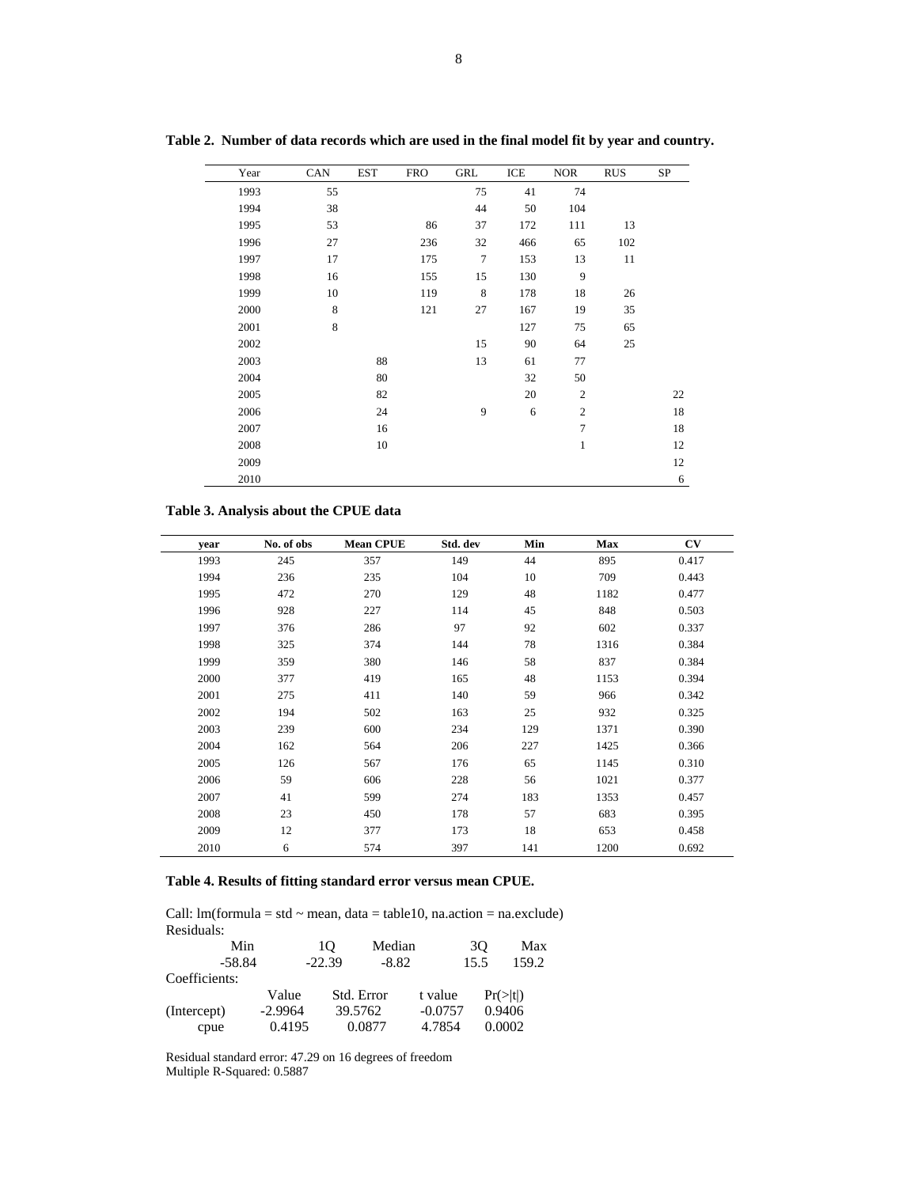**Table 2. Number of data records which are used in the final model fit by year and country.**

| Year | CAN | EST | FRO | GRL | ICE | NOR | RUS | SP |
|---|---|---|---|---|---|---|---|---|
| 1993 | 55 | | | 75 | 41 | 74 | | |
| 1994 | 38 | | | 44 | 50 | 104 | | |
| 1995 | 53 | | 86 | 37 | 172 | 111 | 13 | |
| 1996 | 27 | | 236 | 32 | 466 | 65 | 102 | |
| 1997 | 17 | | 175 | 7 | 153 | 13 | 11 | |
| 1998 | 16 | | 155 | 15 | 130 | 9 | | |
| 1999 | 10 | | 119 | 8 | 178 | 18 | 26 | |
| 2000 | 8 | | 121 | 27 | 167 | 19 | 35 | |
| 2001 | 8 | | | | 127 | 75 | 65 | |
| 2002 | | | | 15 | 90 | 64 | 25 | |
| 2003 | | 88 | | 13 | 61 | 77 | | |
| 2004 | | 80 | | | 32 | 50 | | |
| 2005 | | 82 | | | 20 | 2 | | 22 |
| 2006 | | 24 | | 9 | 6 | 2 | | 18 |
| 2007 | | 16 | | | | 7 | | 18 |
| 2008 | | 10 | | | | 1 | | 12 |
| 2009 | | | | | | | | 12 |
| 2010 | | | | | | | | 6 |

**Table 3. Analysis about the CPUE data**

| year | No. of obs | Mean CPUE | Std. dev | Min | Max | CV |
|---|---|---|---|---|---|---|
| 1993 | 245 | 357 | 149 | 44 | 895 | 0.417 |
| 1994 | 236 | 235 | 104 | 10 | 709 | 0.443 |
| 1995 | 472 | 270 | 129 | 48 | 1182 | 0.477 |
| 1996 | 928 | 227 | 114 | 45 | 848 | 0.503 |
| 1997 | 376 | 286 | 97 | 92 | 602 | 0.337 |
| 1998 | 325 | 374 | 144 | 78 | 1316 | 0.384 |
| 1999 | 359 | 380 | 146 | 58 | 837 | 0.384 |
| 2000 | 377 | 419 | 165 | 48 | 1153 | 0.394 |
| 2001 | 275 | 411 | 140 | 59 | 966 | 0.342 |
| 2002 | 194 | 502 | 163 | 25 | 932 | 0.325 |
| 2003 | 239 | 600 | 234 | 129 | 1371 | 0.390 |
| 2004 | 162 | 564 | 206 | 227 | 1425 | 0.366 |
| 2005 | 126 | 567 | 176 | 65 | 1145 | 0.310 |
| 2006 | 59 | 606 | 228 | 56 | 1021 | 0.377 |
| 2007 | 41 | 599 | 274 | 183 | 1353 | 0.457 |
| 2008 | 23 | 450 | 178 | 57 | 683 | 0.395 |
| 2009 | 12 | 377 | 173 | 18 | 653 | 0.458 |
| 2010 | 6 | 574 | 397 | 141 | 1200 | 0.692 |

**Table 4. Results of fitting standard error versus mean CPUE.**

```
Call: lm(formula = std ~ mean, data = table10, na.action = na.exclude)
Residuals:
      Min        1Q     Median       3Q     Max
   -58.84    -22.39      -8.82     15.5   159.2
Coefficients:
               Value   Std. Error   t value   Pr(>|t|)
(Intercept)  -2.9964     39.5762   -0.0757     0.9406
       cpue   0.4195      0.0877    4.7854     0.0002

Residual standard error: 47.29 on 16 degrees of freedom
Multiple R-Squared: 0.5887
```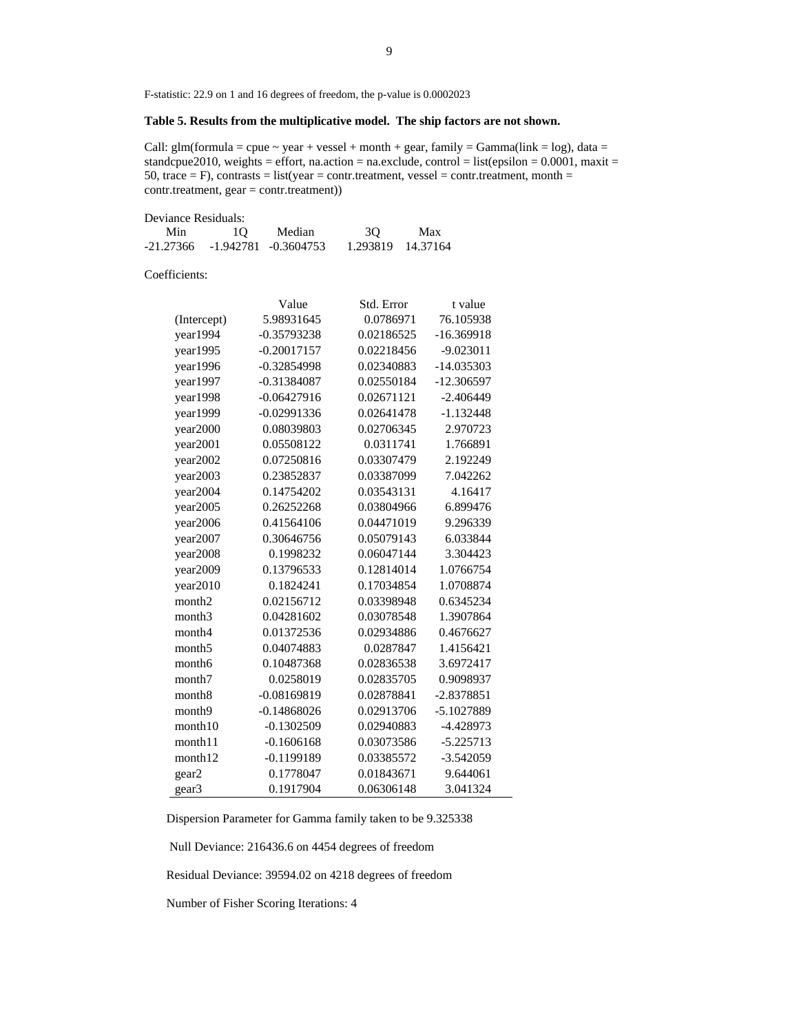F-statistic: 22.9 on 1 and 16 degrees of freedom, the p-value is 0.0002023

**Table 5. Results from the multiplicative model. The ship factors are not shown.**

Call: glm(formula = cpue ~ year + vessel + month + gear, family = Gamma(link = log), data = standcpue2010, weights = effort, na.action = na.exclude, control = list(epsilon = 0.0001, maxit = 50, trace = F), contrasts = list(year = contr.treatment, vessel = contr.treatment, month = contr.treatment, gear = contr.treatment))

Deviance Residuals:

| Min | 1Q | Median | 3Q | Max |
|---|---|---|---|---|
| -21.27366 | -1.942781 | -0.3604753 | 1.293819 | 14.37164 |

Coefficients:

| | Value | Std. Error | t value |
|---|---|---|---|
| (Intercept) | 5.98931645 | 0.0786971 | 76.105938 |
| year1994 | -0.35793238 | 0.02186525 | -16.369918 |
| year1995 | -0.20017157 | 0.02218456 | -9.023011 |
| year1996 | -0.32854998 | 0.02340883 | -14.035303 |
| year1997 | -0.31384087 | 0.02550184 | -12.306597 |
| year1998 | -0.06427916 | 0.02671121 | -2.406449 |
| year1999 | -0.02991336 | 0.02641478 | -1.132448 |
| year2000 | 0.08039803 | 0.02706345 | 2.970723 |
| year2001 | 0.05508122 | 0.0311741 | 1.766891 |
| year2002 | 0.07250816 | 0.03307479 | 2.192249 |
| year2003 | 0.23852837 | 0.03387099 | 7.042262 |
| year2004 | 0.14754202 | 0.03543131 | 4.16417 |
| year2005 | 0.26252268 | 0.03804966 | 6.899476 |
| year2006 | 0.41564106 | 0.04471019 | 9.296339 |
| year2007 | 0.30646756 | 0.05079143 | 6.033844 |
| year2008 | 0.1998232 | 0.06047144 | 3.304423 |
| year2009 | 0.13796533 | 0.12814014 | 1.0766754 |
| year2010 | 0.1824241 | 0.17034854 | 1.0708874 |
| month2 | 0.02156712 | 0.03398948 | 0.6345234 |
| month3 | 0.04281602 | 0.03078548 | 1.3907864 |
| month4 | 0.01372536 | 0.02934886 | 0.4676627 |
| month5 | 0.04074883 | 0.0287847 | 1.4156421 |
| month6 | 0.10487368 | 0.02836538 | 3.6972417 |
| month7 | 0.0258019 | 0.02835705 | 0.9098937 |
| month8 | -0.08169819 | 0.02878841 | -2.8378851 |
| month9 | -0.14868026 | 0.02913706 | -5.1027889 |
| month10 | -0.1302509 | 0.02940883 | -4.428973 |
| month11 | -0.1606168 | 0.03073586 | -5.225713 |
| month12 | -0.1199189 | 0.03385572 | -3.542059 |
| gear2 | 0.1778047 | 0.01843671 | 9.644061 |
| gear3 | 0.1917904 | 0.06306148 | 3.041324 |

Dispersion Parameter for Gamma family taken to be 9.325338

Null Deviance: 216436.6 on 4454 degrees of freedom

Residual Deviance: 39594.02 on 4218 degrees of freedom

Number of Fisher Scoring Iterations: 4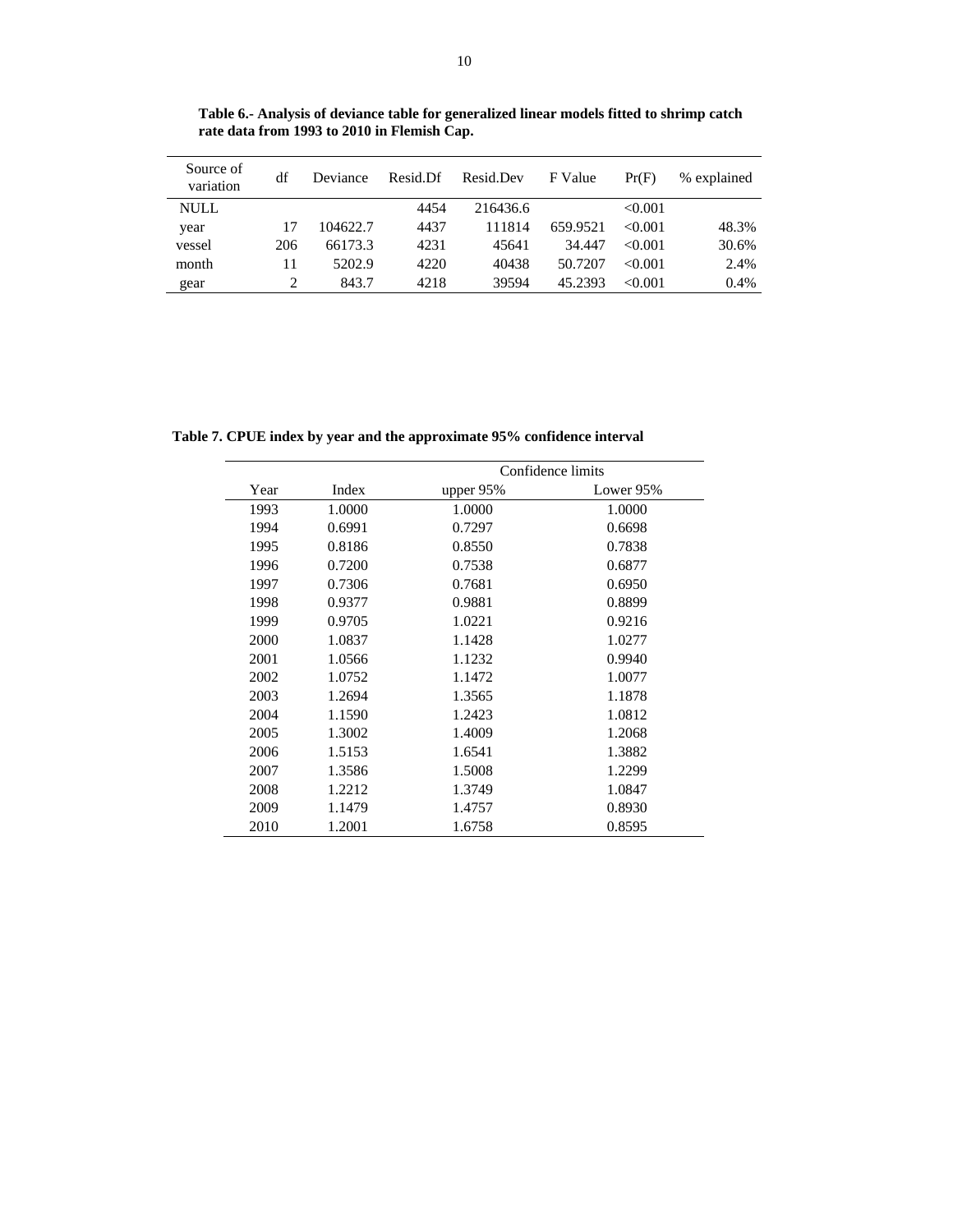**Table 6.- Analysis of deviance table for generalized linear models fitted to shrimp catch rate data from 1993 to 2010 in Flemish Cap.**

| Source of variation | df | Deviance | Resid.Df | Resid.Dev | F Value | Pr(F) | % explained |
|---|---|---|---|---|---|---|---|
| NULL | | | 4454 | 216436.6 | | <0.001 | |
| year | 17 | 104622.7 | 4437 | 111814 | 659.9521 | <0.001 | 48.3% |
| vessel | 206 | 66173.3 | 4231 | 45641 | 34.447 | <0.001 | 30.6% |
| month | 11 | 5202.9 | 4220 | 40438 | 50.7207 | <0.001 | 2.4% |
| gear | 2 | 843.7 | 4218 | 39594 | 45.2393 | <0.001 | 0.4% |

**Table 7. CPUE index by year and the approximate 95% confidence interval**

| | | Confidence limits | |
|---|---|---|---|
| Year | Index | upper 95% | Lower 95% |
| 1993 | 1.0000 | 1.0000 | 1.0000 |
| 1994 | 0.6991 | 0.7297 | 0.6698 |
| 1995 | 0.8186 | 0.8550 | 0.7838 |
| 1996 | 0.7200 | 0.7538 | 0.6877 |
| 1997 | 0.7306 | 0.7681 | 0.6950 |
| 1998 | 0.9377 | 0.9881 | 0.8899 |
| 1999 | 0.9705 | 1.0221 | 0.9216 |
| 2000 | 1.0837 | 1.1428 | 1.0277 |
| 2001 | 1.0566 | 1.1232 | 0.9940 |
| 2002 | 1.0752 | 1.1472 | 1.0077 |
| 2003 | 1.2694 | 1.3565 | 1.1878 |
| 2004 | 1.1590 | 1.2423 | 1.0812 |
| 2005 | 1.3002 | 1.4009 | 1.2068 |
| 2006 | 1.5153 | 1.6541 | 1.3882 |
| 2007 | 1.3586 | 1.5008 | 1.2299 |
| 2008 | 1.2212 | 1.3749 | 1.0847 |
| 2009 | 1.1479 | 1.4757 | 0.8930 |
| 2010 | 1.2001 | 1.6758 | 0.8595 |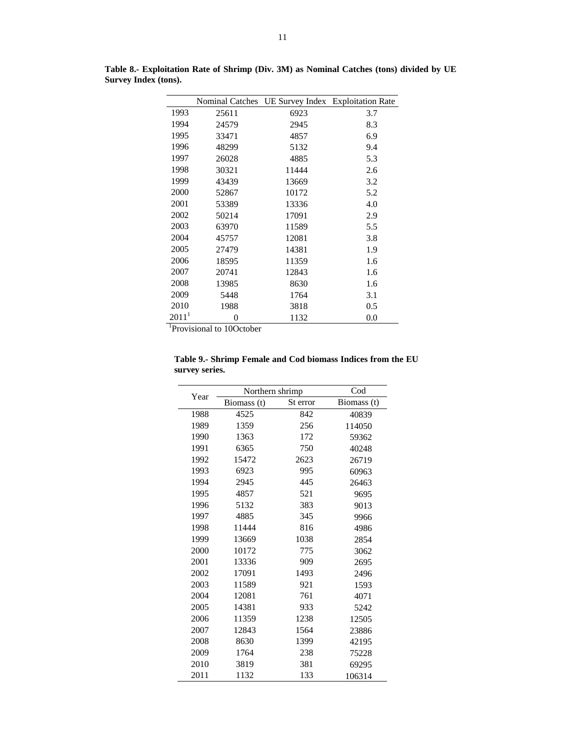**Table 8.- Exploitation Rate of Shrimp (Div. 3M) as Nominal Catches (tons) divided by UE Survey Index (tons).**

| | Nominal Catches | UE Survey Index | Exploitation Rate |
|---|---|---|---|
| 1993 | 25611 | 6923 | 3.7 |
| 1994 | 24579 | 2945 | 8.3 |
| 1995 | 33471 | 4857 | 6.9 |
| 1996 | 48299 | 5132 | 9.4 |
| 1997 | 26028 | 4885 | 5.3 |
| 1998 | 30321 | 11444 | 2.6 |
| 1999 | 43439 | 13669 | 3.2 |
| 2000 | 52867 | 10172 | 5.2 |
| 2001 | 53389 | 13336 | 4.0 |
| 2002 | 50214 | 17091 | 2.9 |
| 2003 | 63970 | 11589 | 5.5 |
| 2004 | 45757 | 12081 | 3.8 |
| 2005 | 27479 | 14381 | 1.9 |
| 2006 | 18595 | 11359 | 1.6 |
| 2007 | 20741 | 12843 | 1.6 |
| 2008 | 13985 | 8630 | 1.6 |
| 2009 | 5448 | 1764 | 3.1 |
| 2010 | 1988 | 3818 | 0.5 |
| 2011[1] | 0 | 1132 | 0.0 |

[1]Provisional to 10October

**Table 9.- Shrimp Female and Cod biomass Indices from the EU survey series.**

| Year | Northern shrimp | | Cod |
|---|---|---|---|
| | Biomass (t) | St error | Biomass (t) |
| 1988 | 4525 | 842 | 40839 |
| 1989 | 1359 | 256 | 114050 |
| 1990 | 1363 | 172 | 59362 |
| 1991 | 6365 | 750 | 40248 |
| 1992 | 15472 | 2623 | 26719 |
| 1993 | 6923 | 995 | 60963 |
| 1994 | 2945 | 445 | 26463 |
| 1995 | 4857 | 521 | 9695 |
| 1996 | 5132 | 383 | 9013 |
| 1997 | 4885 | 345 | 9966 |
| 1998 | 11444 | 816 | 4986 |
| 1999 | 13669 | 1038 | 2854 |
| 2000 | 10172 | 775 | 3062 |
| 2001 | 13336 | 909 | 2695 |
| 2002 | 17091 | 1493 | 2496 |
| 2003 | 11589 | 921 | 1593 |
| 2004 | 12081 | 761 | 4071 |
| 2005 | 14381 | 933 | 5242 |
| 2006 | 11359 | 1238 | 12505 |
| 2007 | 12843 | 1564 | 23886 |
| 2008 | 8630 | 1399 | 42195 |
| 2009 | 1764 | 238 | 75228 |
| 2010 | 3819 | 381 | 69295 |
| 2011 | 1132 | 133 | 106314 |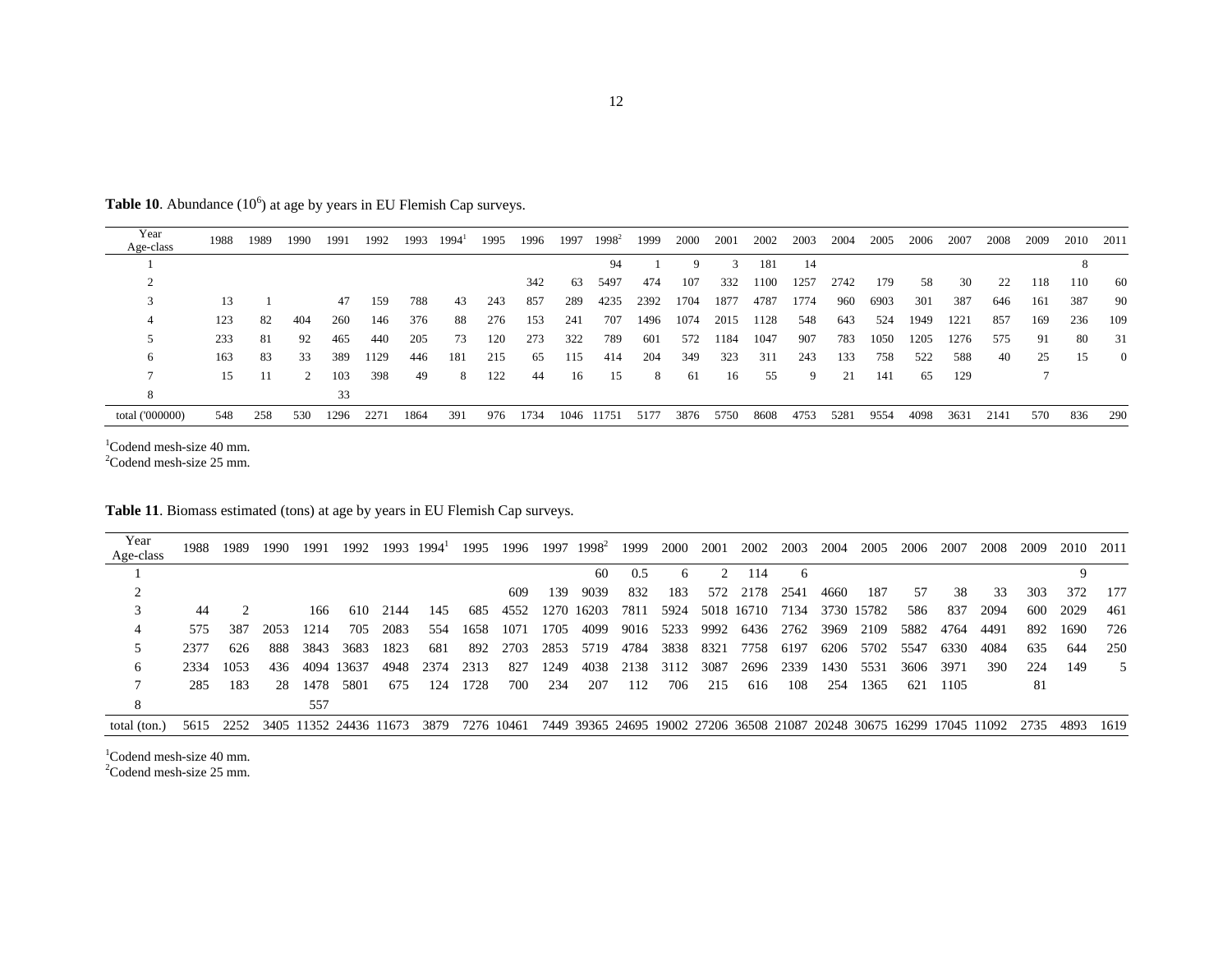**Table 10**. Abundance ($10^6$) at age by years in EU Flemish Cap surveys.

| Year<br>Age-class | 1988 | 1989 | 1990 | 1991 | 1992 | 1993 | 1994[1] | 1995 | 1996 | 1997 | 1998[2] | 1999 | 2000 | 2001 | 2002 | 2003 | 2004 | 2005 | 2006 | 2007 | 2008 | 2009 | 2010 | 2011 |
|---|---|---|---|---|---|---|---|---|---|---|---|---|---|---|---|---|---|---|---|---|---|---|---|---|
| 1 | | | | | | | | | | | 94 | 1 | 9 | 3 | 181 | 14 | | | | | | | 8 | |
| 2 | | | | | | | | | 342 | 63 | 5497 | 474 | 107 | 332 | 1100 | 1257 | 2742 | 179 | 58 | 30 | 22 | 118 | 110 | 60 |
| 3 | 13 | 1 | | 47 | 159 | 788 | 43 | 243 | 857 | 289 | 4235 | 2392 | 1704 | 1877 | 4787 | 1774 | 960 | 6903 | 301 | 387 | 646 | 161 | 387 | 90 |
| 4 | 123 | 82 | 404 | 260 | 146 | 376 | 88 | 276 | 153 | 241 | 707 | 1496 | 1074 | 2015 | 1128 | 548 | 643 | 524 | 1949 | 1221 | 857 | 169 | 236 | 109 |
| 5 | 233 | 81 | 92 | 465 | 440 | 205 | 73 | 120 | 273 | 322 | 789 | 601 | 572 | 1184 | 1047 | 907 | 783 | 1050 | 1205 | 1276 | 575 | 91 | 80 | 31 |
| 6 | 163 | 83 | 33 | 389 | 1129 | 446 | 181 | 215 | 65 | 115 | 414 | 204 | 349 | 323 | 311 | 243 | 133 | 758 | 522 | 588 | 40 | 25 | 15 | 0 |
| 7 | 15 | 11 | 2 | 103 | 398 | 49 | 8 | 122 | 44 | 16 | 15 | 8 | 61 | 16 | 55 | 9 | 21 | 141 | 65 | 129 | | 7 | | |
| 8 | | | | 33 | | | | | | | | | | | | | | | | | | | | |
| total ('000000) | 548 | 258 | 530 | 1296 | 2271 | 1864 | 391 | 976 | 1734 | 1046 | 11751 | 5177 | 3876 | 5750 | 8608 | 4753 | 5281 | 9554 | 4098 | 3631 | 2141 | 570 | 836 | 290 |

[1]Codend mesh-size 40 mm.
[2]Codend mesh-size 25 mm.

**Table 11**. Biomass estimated (tons) at age by years in EU Flemish Cap surveys.

| Year<br>Age-class | 1988 | 1989 | 1990 | 1991 | 1992 | 1993 | 1994[1] | 1995 | 1996 | 1997 | 1998[2] | 1999 | 2000 | 2001 | 2002 | 2003 | 2004 | 2005 | 2006 | 2007 | 2008 | 2009 | 2010 | 2011 |
|---|---|---|---|---|---|---|---|---|---|---|---|---|---|---|---|---|---|---|---|---|---|---|---|---|
| 1 | | | | | | | | | | | 60 | 0.5 | 6 | 2 | 114 | 6 | | | | | | | 9 | |
| 2 | | | | | | | | | 609 | 139 | 9039 | 832 | 183 | 572 | 2178 | 2541 | 4660 | 187 | 57 | 38 | 33 | 303 | 372 | 177 |
| 3 | 44 | 2 | | 166 | 610 | 2144 | 145 | 685 | 4552 | 1270 | 16203 | 7811 | 5924 | 5018 | 16710 | 7134 | 3730 | 15782 | 586 | 837 | 2094 | 600 | 2029 | 461 |
| 4 | 575 | 387 | 2053 | 1214 | 705 | 2083 | 554 | 1658 | 1071 | 1705 | 4099 | 9016 | 5233 | 9992 | 6436 | 2762 | 3969 | 2109 | 5882 | 4764 | 4491 | 892 | 1690 | 726 |
| 5 | 2377 | 626 | 888 | 3843 | 3683 | 1823 | 681 | 892 | 2703 | 2853 | 5719 | 4784 | 3838 | 8321 | 7758 | 6197 | 6206 | 5702 | 5547 | 6330 | 4084 | 635 | 644 | 250 |
| 6 | 2334 | 1053 | 436 | 4094 | 13637 | 4948 | 2374 | 2313 | 827 | 1249 | 4038 | 2138 | 3112 | 3087 | 2696 | 2339 | 1430 | 5531 | 3606 | 3971 | 390 | 224 | 149 | 5 |
| 7 | 285 | 183 | 28 | 1478 | 5801 | 675 | 124 | 1728 | 700 | 234 | 207 | 112 | 706 | 215 | 616 | 108 | 254 | 1365 | 621 | 1105 | | 81 | | |
| 8 | | | | 557 | | | | | | | | | | | | | | | | | | | | |
| total (ton.) | 5615 | 2252 | 3405 | 11352 | 24436 | 11673 | 3879 | 7276 | 10461 | 7449 | 39365 | 24695 | 19002 | 27206 | 36508 | 21087 | 20248 | 30675 | 16299 | 17045 | 11092 | 2735 | 4893 | 1619 |

[1]Codend mesh-size 40 mm.
[2]Codend mesh-size 25 mm.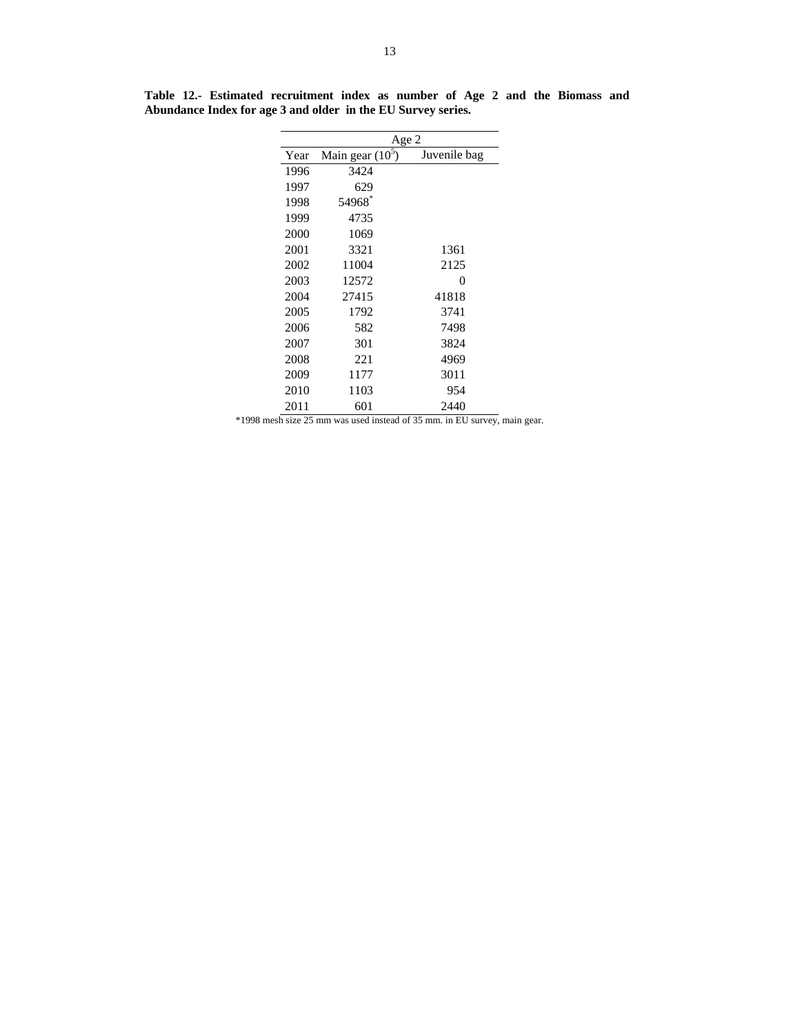**Table 12.- Estimated recruitment index as number of Age 2 and the Biomass and Abundance Index for age 3 and older in the EU Survey series.**

| | Age 2 | |
|---|---|---|
| Year | Main gear ($10^5$) | Juvenile bag |
| 1996 | 3424 | |
| 1997 | 629 | |
| 1998 | 54968* | |
| 1999 | 4735 | |
| 2000 | 1069 | |
| 2001 | 3321 | 1361 |
| 2002 | 11004 | 2125 |
| 2003 | 12572 | 0 |
| 2004 | 27415 | 41818 |
| 2005 | 1792 | 3741 |
| 2006 | 582 | 7498 |
| 2007 | 301 | 3824 |
| 2008 | 221 | 4969 |
| 2009 | 1177 | 3011 |
| 2010 | 1103 | 954 |
| 2011 | 601 | 2440 |

*1998 mesh size 25 mm was used instead of 35 mm. in EU survey, main gear.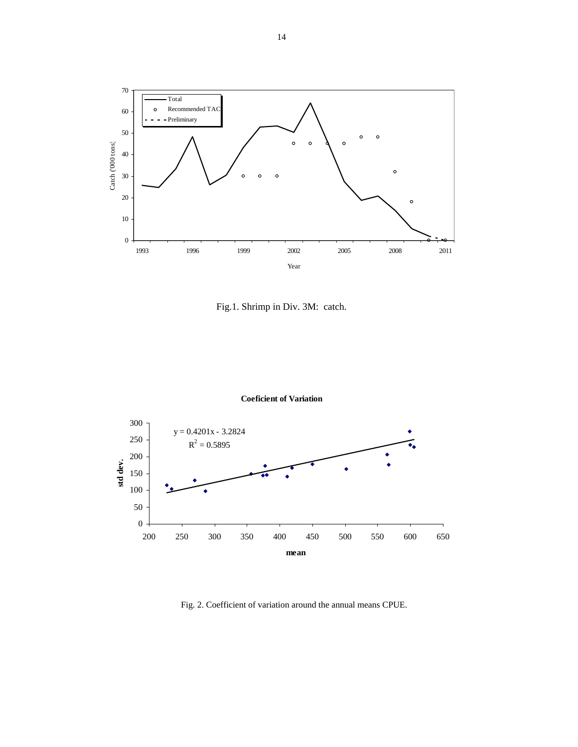Fig.1. Shrimp in Div. 3M: catch.

Fig. 2. Coefficient of variation around the annual means CPUE.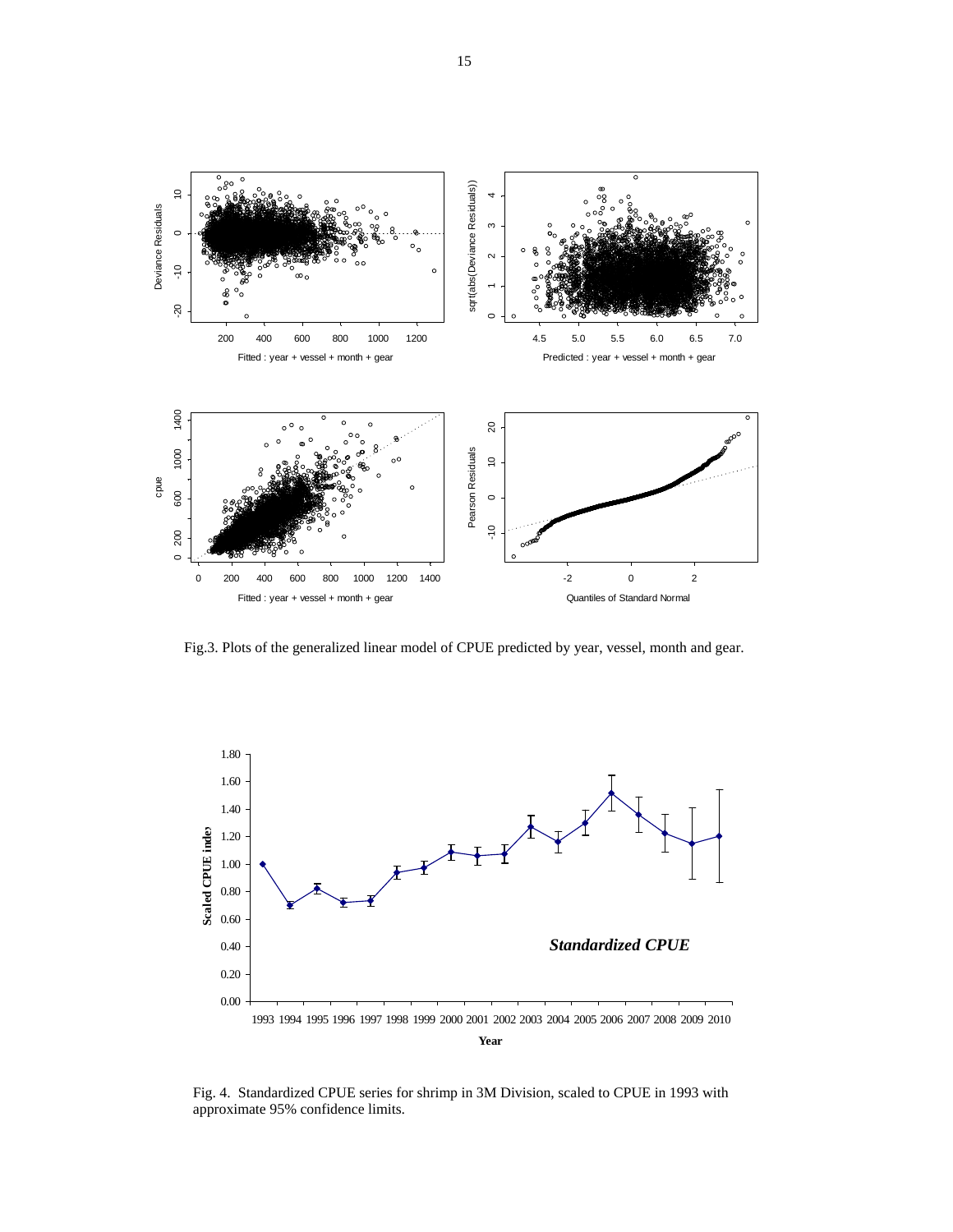Fig.3. Plots of the generalized linear model of CPUE predicted by year, vessel, month and gear.

Fig. 4. Standardized CPUE series for shrimp in 3M Division, scaled to CPUE in 1993 with approximate 95% confidence limits.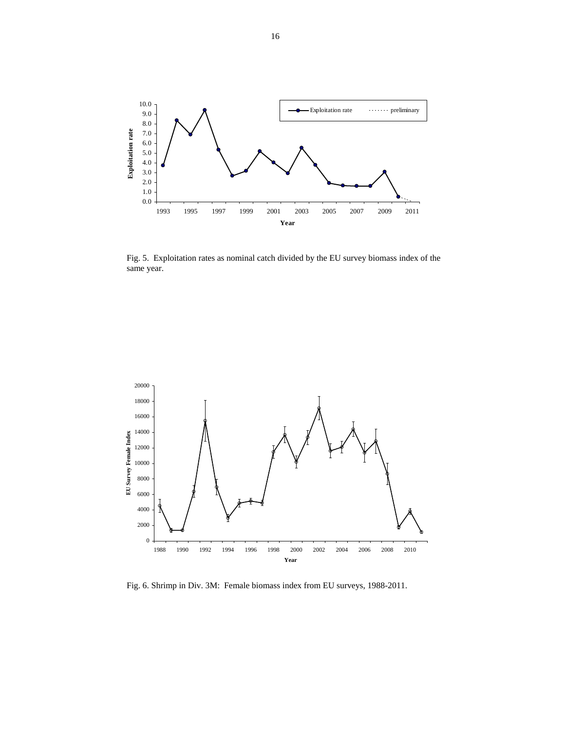Fig. 5. Exploitation rates as nominal catch divided by the EU survey biomass index of the same year.

Fig. 6. Shrimp in Div. 3M: Female biomass index from EU surveys, 1988-2011.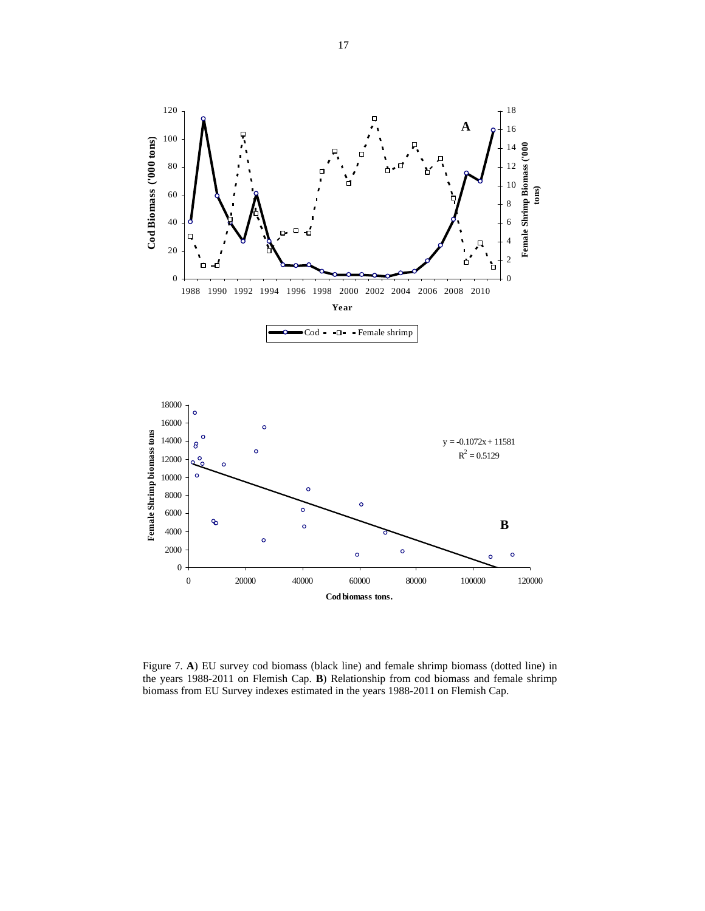Figure 7. **A**) EU survey cod biomass (black line) and female shrimp biomass (dotted line) in the years 1988-2011 on Flemish Cap. **B**) Relationship from cod biomass and female shrimp biomass from EU Survey indexes estimated in the years 1988-2011 on Flemish Cap.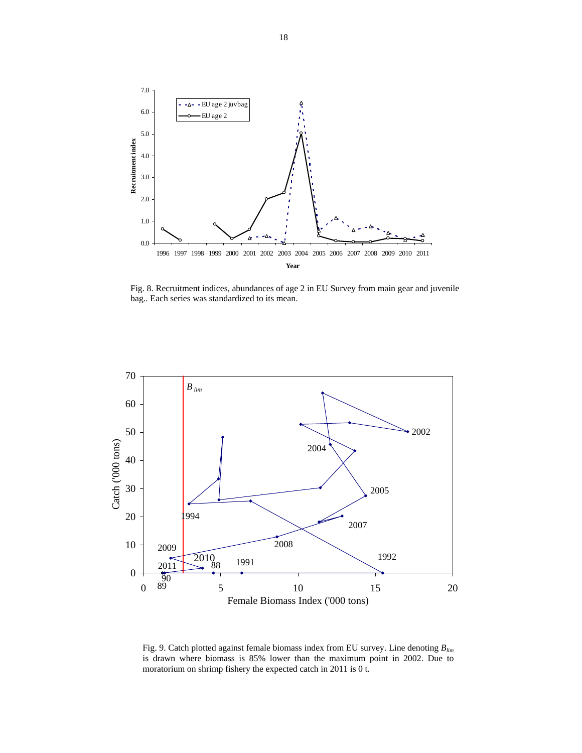7.0
6.0
5.0
4.0
3.0
2.0
1.0
0.0

Recruitment index

EU age 2 juvbag
EU age 2

1996 1997 1998 1999 2000 2001 2002 2003 2004 2005 2006 2007 2008 2009 2010 2011

Year

Fig. 8. Recruitment indices, abundances of age 2 in EU Survey from main gear and juvenile bag.. Each series was standardized to its mean.

70
60
50
40
30
20
10
0

Catch ('000 tons)

$B_{lim}$

2002
2004
2005
1994
2007
2008
2009
2010
1992
2011
88
1991
90
89

0 5 10 15 20

Female Biomass Index ('000 tons)

Fig. 9. Catch plotted against female biomass index from EU survey. Line denoting $B_{lim}$ is drawn where biomass is 85% lower than the maximum point in 2002. Due to moratorium on shrimp fishery the expected catch in 2011 is 0 t.